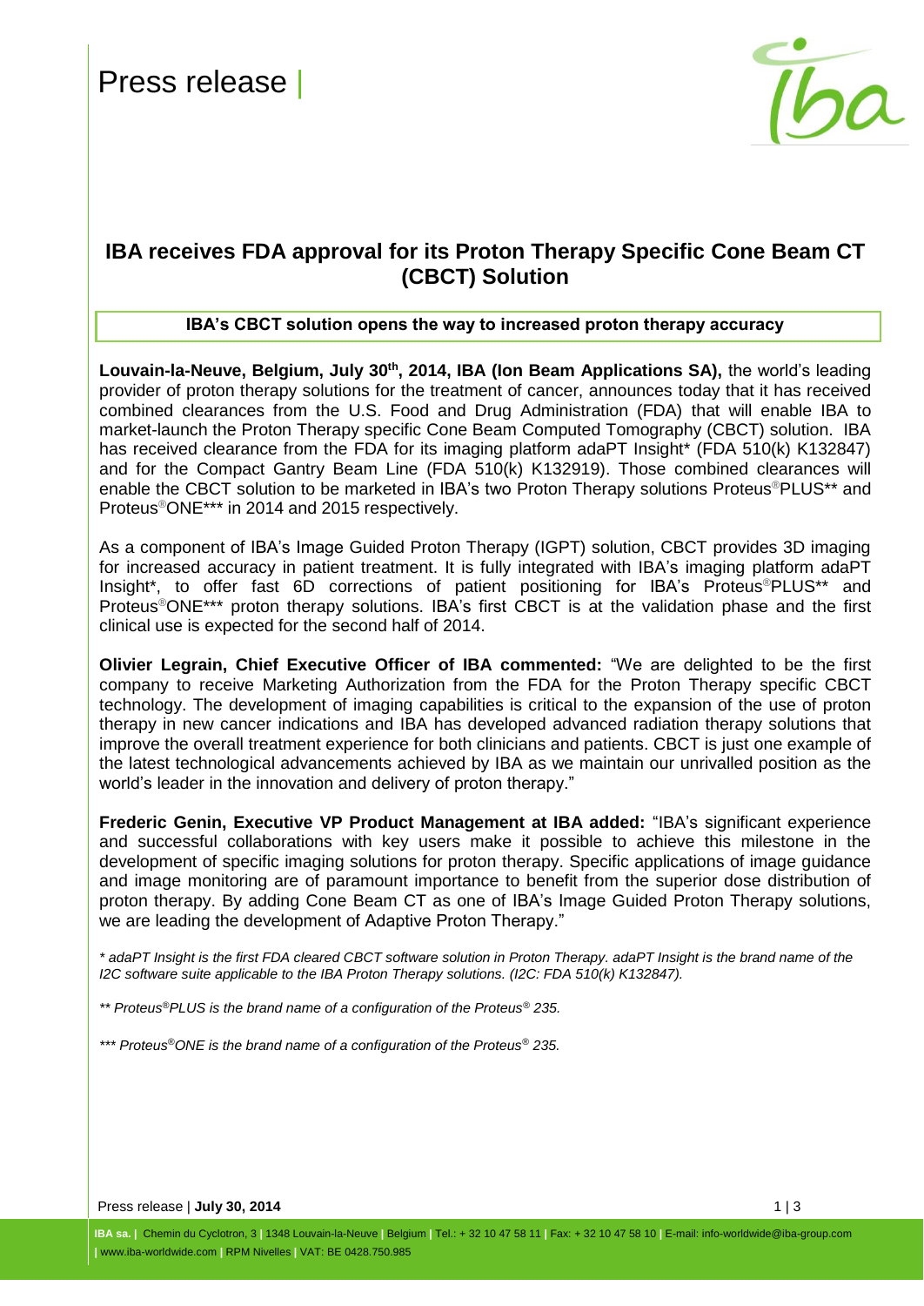Press release |

# IBA receives FDA approval for its Proton Therapy Specific Cone Beam CT (CBCT) Solution

**IBA's CBCT solution opens the way to increased proton therapy accuracy**

**Louvain-la-Neuve, Belgium, July 30th, 2014, IBA (Ion Beam Applications SA),** the world's leading provider of proton therapy solutions for the treatment of cancer, announces today that it has received combined clearances from the U.S. Food and Drug Administration (FDA) that will enable IBA to market-launch the Proton Therapy specific Cone Beam Computed Tomography (CBCT) solution. IBA has received clearance from the FDA for its imaging platform adaPT Insight* (FDA 510(k) K132847) and for the Compact Gantry Beam Line (FDA 510(k) K132919). Those combined clearances will enable the CBCT solution to be marketed in IBA's two Proton Therapy solutions Proteus®PLUS** and Proteus®ONE*** in 2014 and 2015 respectively.

As a component of IBA's Image Guided Proton Therapy (IGPT) solution, CBCT provides 3D imaging for increased accuracy in patient treatment. It is fully integrated with IBA's imaging platform adaPT Insight*, to offer fast 6D corrections of patient positioning for IBA's Proteus®PLUS** and Proteus®ONE*** proton therapy solutions. IBA's first CBCT is at the validation phase and the first clinical use is expected for the second half of 2014.

**Olivier Legrain, Chief Executive Officer of IBA commented:** "We are delighted to be the first company to receive Marketing Authorization from the FDA for the Proton Therapy specific CBCT technology. The development of imaging capabilities is critical to the expansion of the use of proton therapy in new cancer indications and IBA has developed advanced radiation therapy solutions that improve the overall treatment experience for both clinicians and patients. CBCT is just one example of the latest technological advancements achieved by IBA as we maintain our unrivalled position as the world's leader in the innovation and delivery of proton therapy."

**Frederic Genin, Executive VP Product Management at IBA added:** "IBA's significant experience and successful collaborations with key users make it possible to achieve this milestone in the development of specific imaging solutions for proton therapy. Specific applications of image guidance and image monitoring are of paramount importance to benefit from the superior dose distribution of proton therapy. By adding Cone Beam CT as one of IBA's Image Guided Proton Therapy solutions, we are leading the development of Adaptive Proton Therapy."

*\* adaPT Insight is the first FDA cleared CBCT software solution in Proton Therapy. adaPT Insight is the brand name of the I2C software suite applicable to the IBA Proton Therapy solutions. (I2C: FDA 510(k) K132847).*

*\*\* Proteus®PLUS is the brand name of a configuration of the Proteus® 235.*

*\*\*\* Proteus®ONE is the brand name of a configuration of the Proteus® 235.*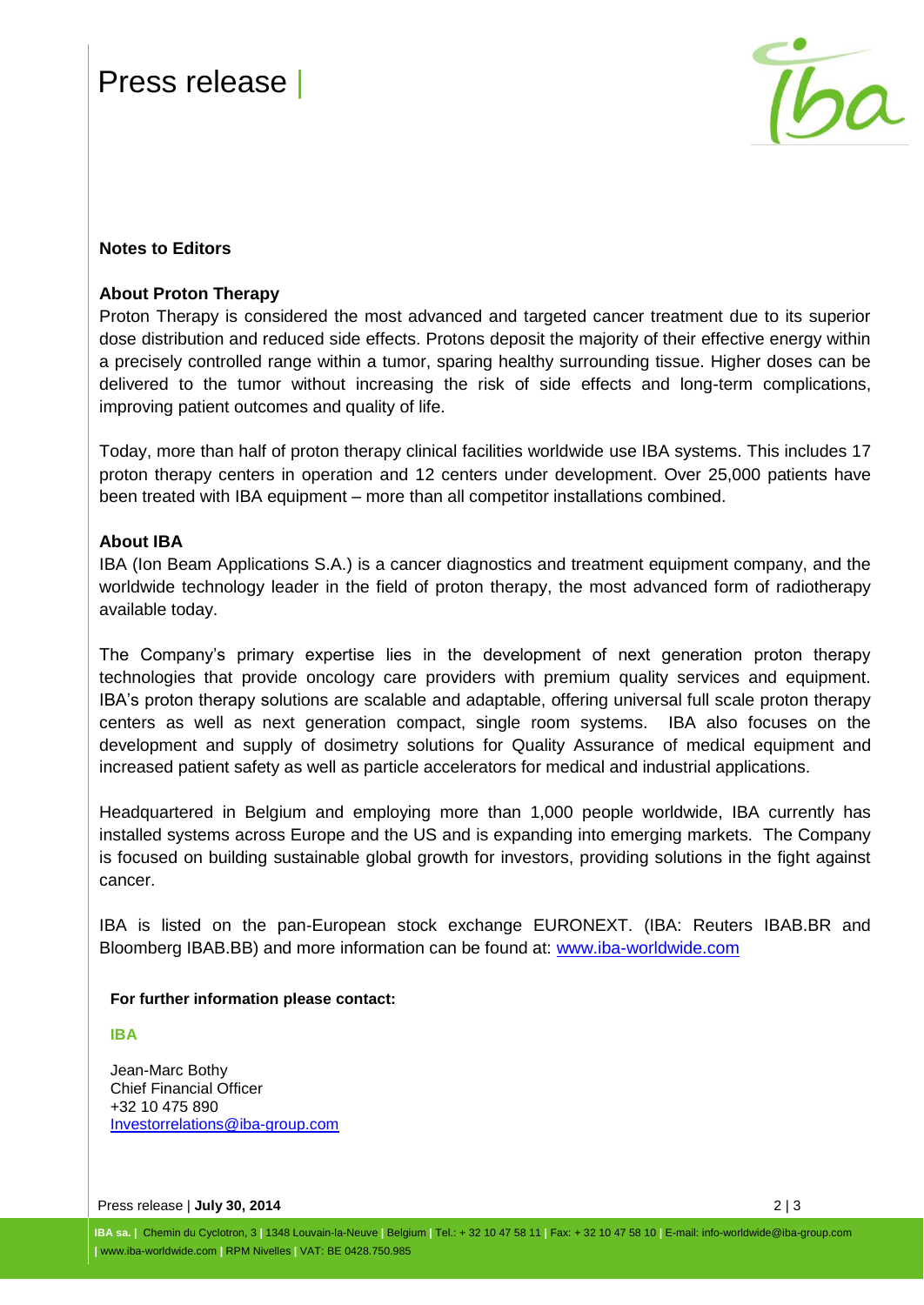**Notes to Editors**

**About Proton Therapy**

Proton Therapy is considered the most advanced and targeted cancer treatment due to its superior dose distribution and reduced side effects. Protons deposit the majority of their effective energy within a precisely controlled range within a tumor, sparing healthy surrounding tissue. Higher doses can be delivered to the tumor without increasing the risk of side effects and long-term complications, improving patient outcomes and quality of life.

Today, more than half of proton therapy clinical facilities worldwide use IBA systems. This includes 17 proton therapy centers in operation and 12 centers under development. Over 25,000 patients have been treated with IBA equipment – more than all competitor installations combined.

**About IBA**

IBA (Ion Beam Applications S.A.) is a cancer diagnostics and treatment equipment company, and the worldwide technology leader in the field of proton therapy, the most advanced form of radiotherapy available today.

The Company's primary expertise lies in the development of next generation proton therapy technologies that provide oncology care providers with premium quality services and equipment. IBA's proton therapy solutions are scalable and adaptable, offering universal full scale proton therapy centers as well as next generation compact, single room systems. IBA also focuses on the development and supply of dosimetry solutions for Quality Assurance of medical equipment and increased patient safety as well as particle accelerators for medical and industrial applications.

Headquartered in Belgium and employing more than 1,000 people worldwide, IBA currently has installed systems across Europe and the US and is expanding into emerging markets. The Company is focused on building sustainable global growth for investors, providing solutions in the fight against cancer.

IBA is listed on the pan-European stock exchange EURONEXT. (IBA: Reuters IBAB.BR and Bloomberg IBAB.BB) and more information can be found at: [www.iba-worldwide.com](http://www.iba-worldwide.com)

**For further information please contact:**

**IBA**

Jean-Marc Bothy
Chief Financial Officer
+32 10 475 890
[Investorrelations@iba-group.com](mailto:Investorrelations@iba-group.com)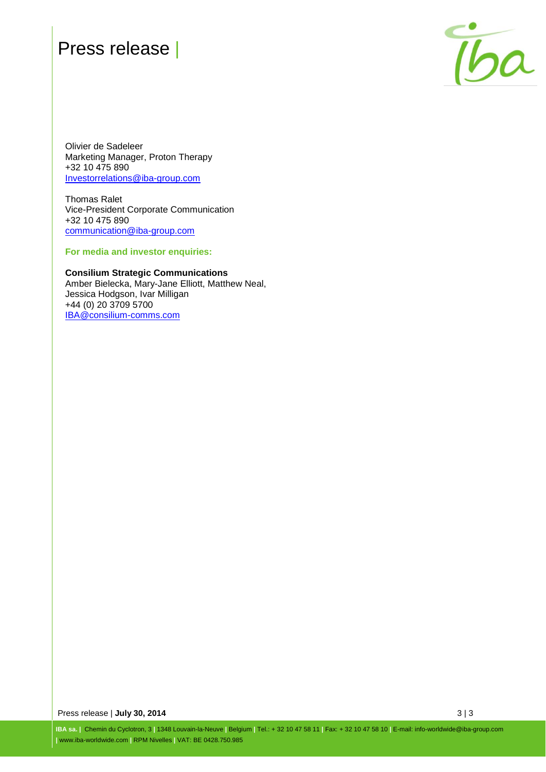Olivier de Sadeleer
Marketing Manager, Proton Therapy
+32 10 475 890
Investorrelations@iba-group.com

Thomas Ralet
Vice-President Corporate Communication
+32 10 475 890
communication@iba-group.com

**For media and investor enquiries:**

**Consilium Strategic Communications**
Amber Bielecka, Mary-Jane Elliott, Matthew Neal,
Jessica Hodgson, Ivar Milligan
+44 (0) 20 3709 5700
IBA@consilium-comms.com